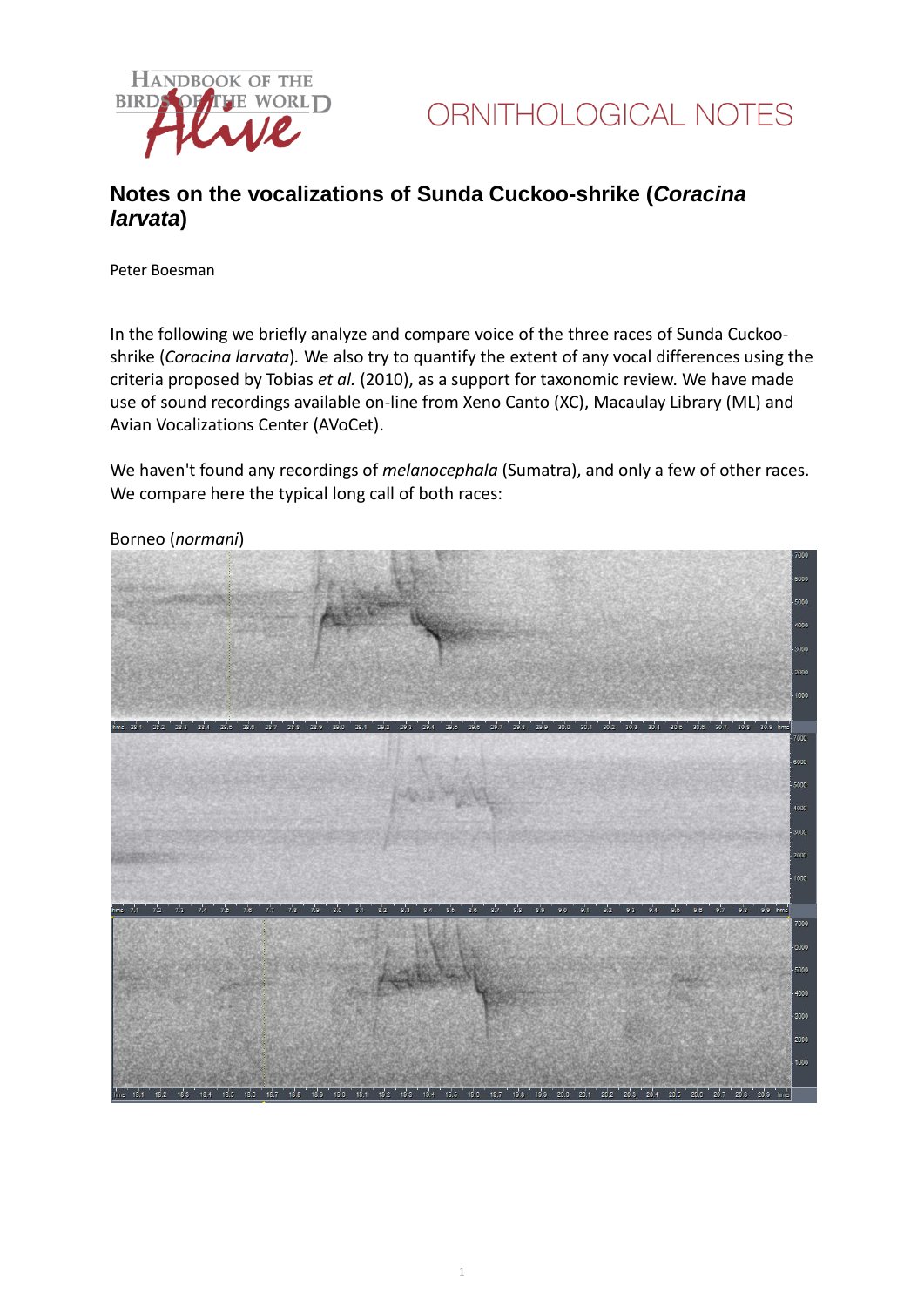# ORNITHOLOGICAL NOTES

## Notes on the vocalizations of Sunda Cuckoo-shrike (*Coracina larvata*)

Peter Boesman

In the following we briefly analyze and compare voice of the three races of Sunda Cuckoo-shrike (*Coracina larvata*). We also try to quantify the extent of any vocal differences using the criteria proposed by Tobias *et al.* (2010), as a support for taxonomic review. We have made use of sound recordings available on-line from Xeno Canto (XC), Macaulay Library (ML) and Avian Vocalizations Center (AVoCet).

We haven't found any recordings of *melanocephala* (Sumatra), and only a few of other races. We compare here the typical long call of both races:

Borneo (*normani*)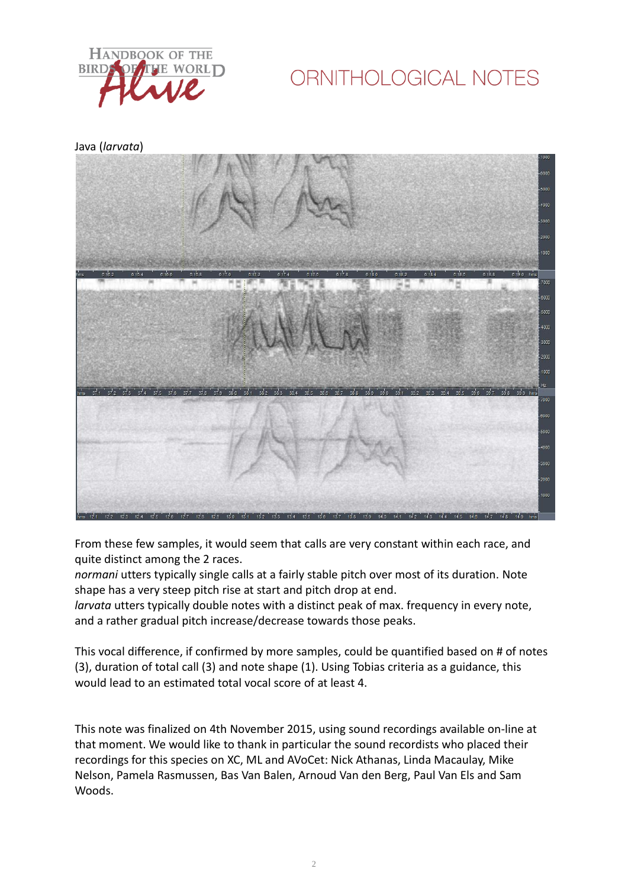Java (*larvata*)

From these few samples, it would seem that calls are very constant within each race, and quite distinct among the 2 races.

*normani* utters typically single calls at a fairly stable pitch over most of its duration. Note shape has a very steep pitch rise at start and pitch drop at end.

*larvata* utters typically double notes with a distinct peak of max. frequency in every note, and a rather gradual pitch increase/decrease towards those peaks.

This vocal difference, if confirmed by more samples, could be quantified based on # of notes (3), duration of total call (3) and note shape (1). Using Tobias criteria as a guidance, this would lead to an estimated total vocal score of at least 4.

This note was finalized on 4th November 2015, using sound recordings available on-line at that moment. We would like to thank in particular the sound recordists who placed their recordings for this species on XC, ML and AVoCet: Nick Athanas, Linda Macaulay, Mike Nelson, Pamela Rasmussen, Bas Van Balen, Arnoud Van den Berg, Paul Van Els and Sam Woods.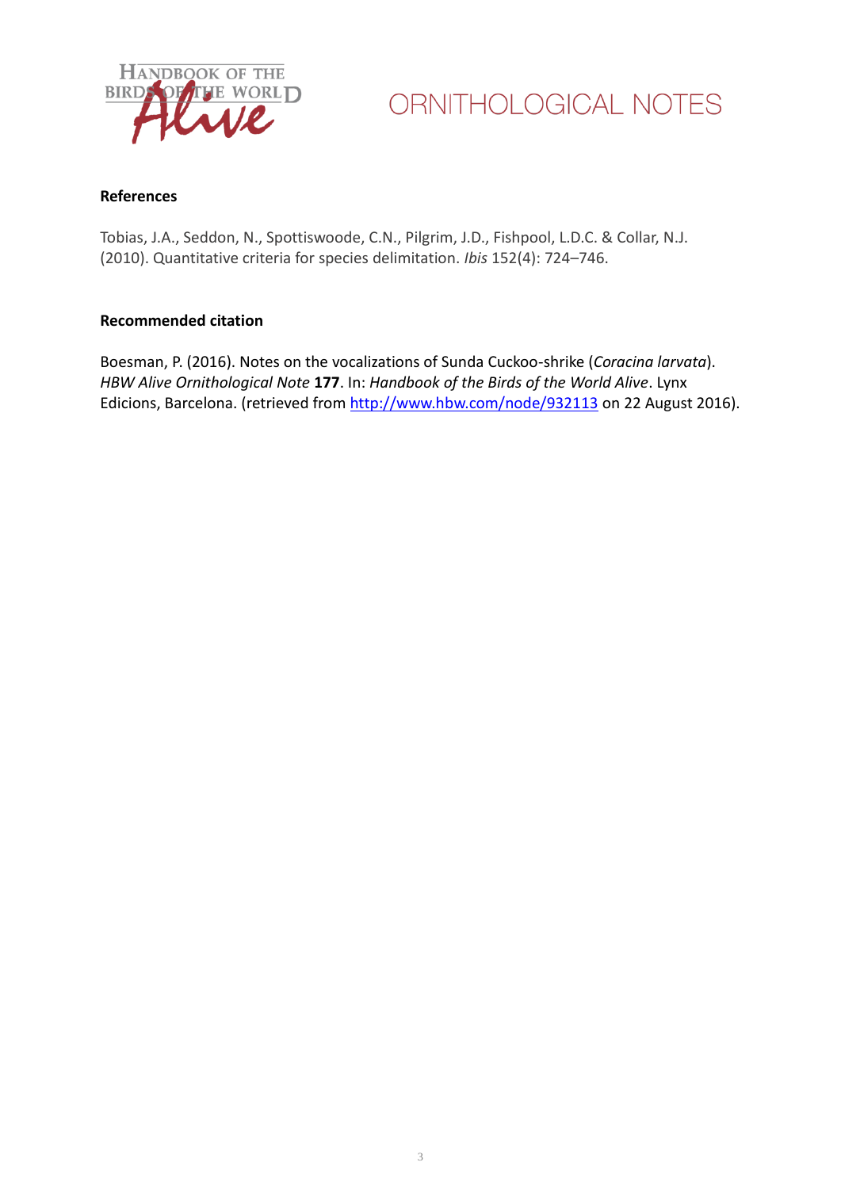## References

Tobias, J.A., Seddon, N., Spottiswoode, C.N., Pilgrim, J.D., Fishpool, L.D.C. & Collar, N.J. (2010). Quantitative criteria for species delimitation. *Ibis* 152(4): 724–746.

## Recommended citation

Boesman, P. (2016). Notes on the vocalizations of Sunda Cuckoo-shrike (*Coracina larvata*). *HBW Alive Ornithological Note* **177**. In: *Handbook of the Birds of the World Alive*. Lynx Edicions, Barcelona. (retrieved from http://www.hbw.com/node/932113 on 22 August 2016).